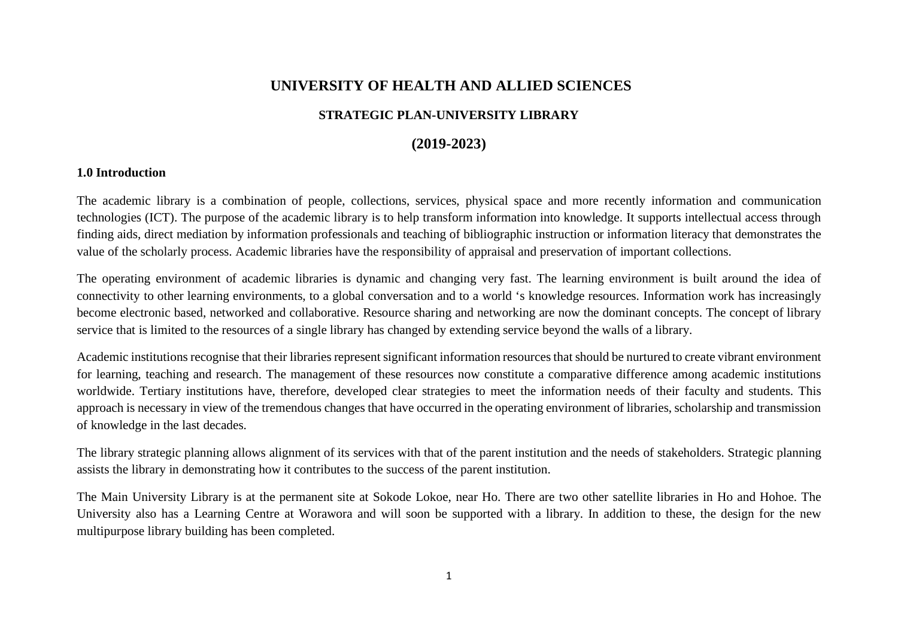# UNIVERSITY OF HEALTH AND ALLIED SCIENCES

## STRATEGIC PLAN-UNIVERSITY LIBRARY

## (2019-2023)

### 1.0 Introduction

The academic library is a combination of people, collections, services, physical space and more recently information and communication technologies (ICT). The purpose of the academic library is to help transform information into knowledge. It supports intellectual access through finding aids, direct mediation by information professionals and teaching of bibliographic instruction or information literacy that demonstrates the value of the scholarly process. Academic libraries have the responsibility of appraisal and preservation of important collections.

The operating environment of academic libraries is dynamic and changing very fast. The learning environment is built around the idea of connectivity to other learning environments, to a global conversation and to a world 's knowledge resources. Information work has increasingly become electronic based, networked and collaborative. Resource sharing and networking are now the dominant concepts. The concept of library service that is limited to the resources of a single library has changed by extending service beyond the walls of a library.

Academic institutions recognise that their libraries represent significant information resources that should be nurtured to create vibrant environment for learning, teaching and research. The management of these resources now constitute a comparative difference among academic institutions worldwide. Tertiary institutions have, therefore, developed clear strategies to meet the information needs of their faculty and students. This approach is necessary in view of the tremendous changes that have occurred in the operating environment of libraries, scholarship and transmission of knowledge in the last decades.

The library strategic planning allows alignment of its services with that of the parent institution and the needs of stakeholders. Strategic planning assists the library in demonstrating how it contributes to the success of the parent institution.

The Main University Library is at the permanent site at Sokode Lokoe, near Ho. There are two other satellite libraries in Ho and Hohoe. The University also has a Learning Centre at Worawora and will soon be supported with a library. In addition to these, the design for the new multipurpose library building has been completed.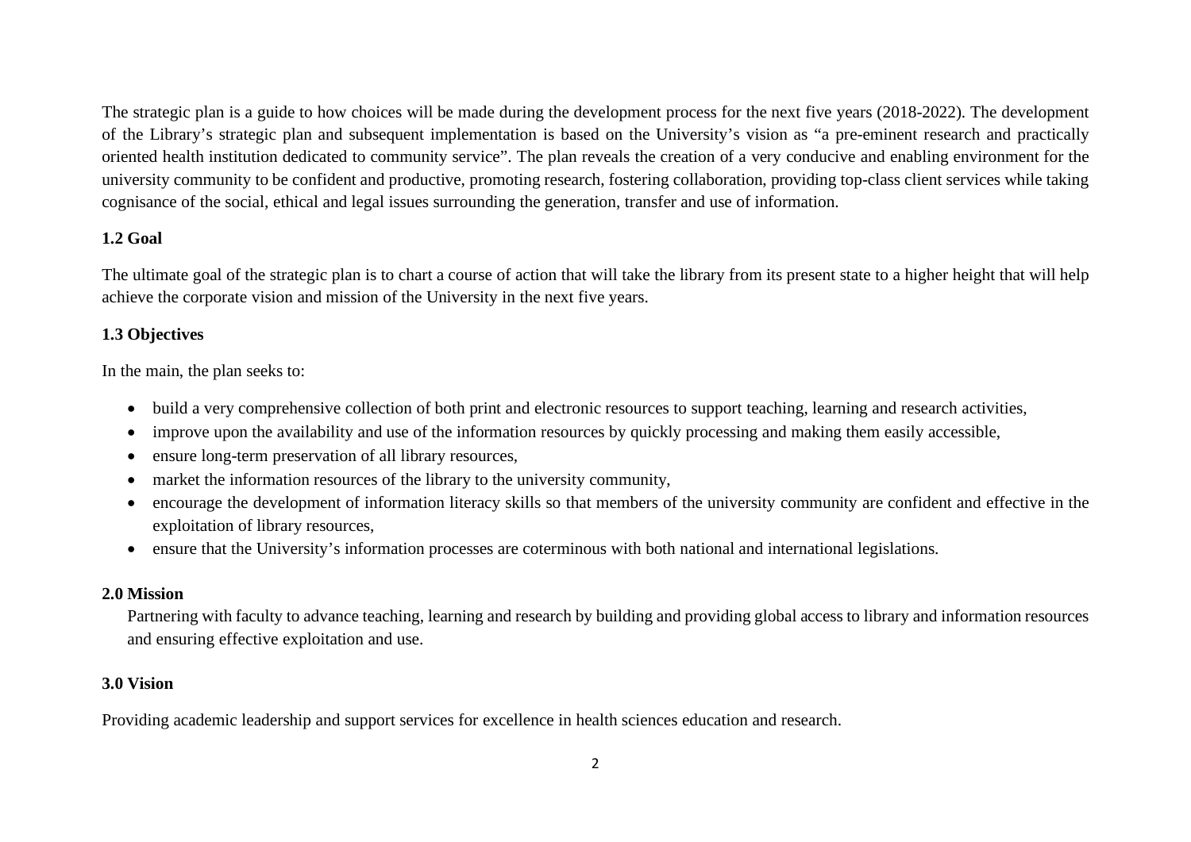The strategic plan is a guide to how choices will be made during the development process for the next five years (2018-2022). The development of the Library's strategic plan and subsequent implementation is based on the University's vision as "a pre-eminent research and practically oriented health institution dedicated to community service". The plan reveals the creation of a very conducive and enabling environment for the university community to be confident and productive, promoting research, fostering collaboration, providing top-class client services while taking cognisance of the social, ethical and legal issues surrounding the generation, transfer and use of information.

### 1.2 Goal

The ultimate goal of the strategic plan is to chart a course of action that will take the library from its present state to a higher height that will help achieve the corporate vision and mission of the University in the next five years.

### 1.3 Objectives

In the main, the plan seeks to:

- build a very comprehensive collection of both print and electronic resources to support teaching, learning and research activities,
- improve upon the availability and use of the information resources by quickly processing and making them easily accessible,
- ensure long-term preservation of all library resources,
- market the information resources of the library to the university community,
- encourage the development of information literacy skills so that members of the university community are confident and effective in the exploitation of library resources,
- ensure that the University's information processes are coterminous with both national and international legislations.

## 2.0 Mission

Partnering with faculty to advance teaching, learning and research by building and providing global access to library and information resources and ensuring effective exploitation and use.

## 3.0 Vision

Providing academic leadership and support services for excellence in health sciences education and research.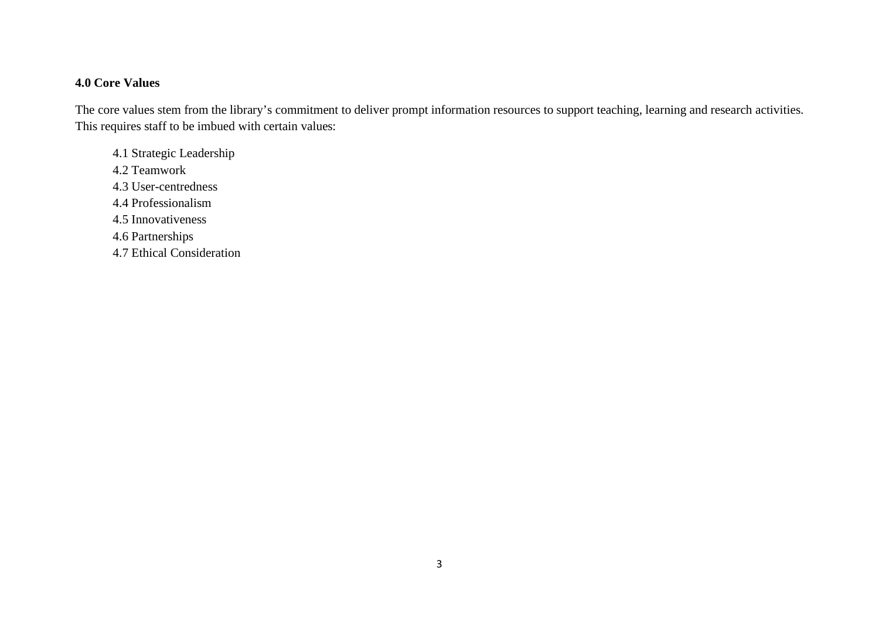## 4.0 Core Values

The core values stem from the library's commitment to deliver prompt information resources to support teaching, learning and research activities. This requires staff to be imbued with certain values:

- 4.1 Strategic Leadership
- 4.2 Teamwork
- 4.3 User-centredness
- 4.4 Professionalism
- 4.5 Innovativeness
- 4.6 Partnerships
- 4.7 Ethical Consideration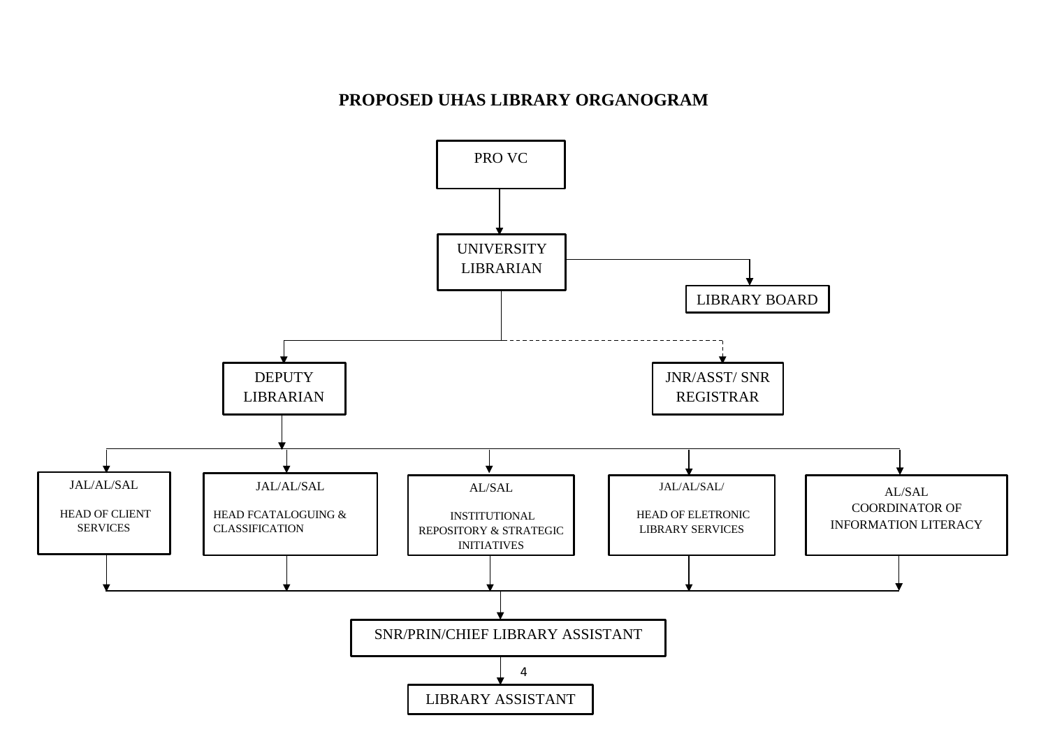# PROPOSED UHAS LIBRARY ORGANOGRAM

- PRO VC
  - UNIVERSITY LIBRARIAN
    - LIBRARY BOARD
    - DEPUTY LIBRARIAN
      - JAL/AL/SAL — HEAD OF CLIENT SERVICES
      - JAL/AL/SAL — HEAD FCATALOGUING & CLASSIFICATION
      - AL/SAL — INSTITUTIONAL REPOSITORY & STRATEGIC INITIATIVES
      - JAL/AL/SAL/ — HEAD OF ELETRONIC LIBRARY SERVICES
      - AL/SAL — COORDINATOR OF INFORMATION LITERACY
        - SNR/PRIN/CHIEF LIBRARY ASSISTANT
          - LIBRARY ASSISTANT
    - JNR/ASST/ SNR REGISTRAR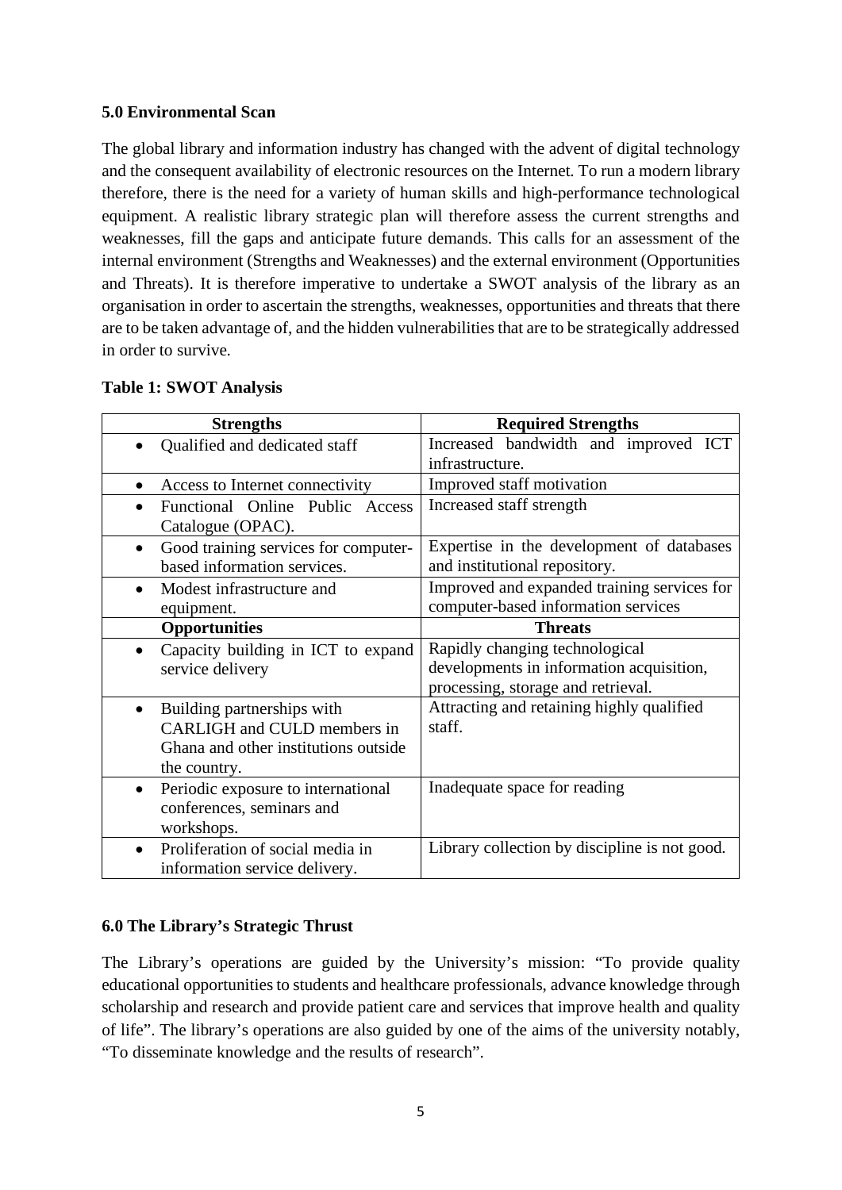## 5.0 Environmental Scan

The global library and information industry has changed with the advent of digital technology and the consequent availability of electronic resources on the Internet. To run a modern library therefore, there is the need for a variety of human skills and high-performance technological equipment. A realistic library strategic plan will therefore assess the current strengths and weaknesses, fill the gaps and anticipate future demands. This calls for an assessment of the internal environment (Strengths and Weaknesses) and the external environment (Opportunities and Threats). It is therefore imperative to undertake a SWOT analysis of the library as an organisation in order to ascertain the strengths, weaknesses, opportunities and threats that there are to be taken advantage of, and the hidden vulnerabilities that are to be strategically addressed in order to survive.

**Table 1: SWOT Analysis**

| Strengths | Required Strengths |
| --- | --- |
| • Qualified and dedicated staff | Increased bandwidth and improved ICT infrastructure. |
| • Access to Internet connectivity | Improved staff motivation |
| • Functional Online Public Access Catalogue (OPAC). | Increased staff strength |
| • Good training services for computer-based information services. | Expertise in the development of databases and institutional repository. |
| • Modest infrastructure and equipment. | Improved and expanded training services for computer-based information services |
| **Opportunities** | **Threats** |
| • Capacity building in ICT to expand service delivery | Rapidly changing technological developments in information acquisition, processing, storage and retrieval. |
| • Building partnerships with CARLIGH and CULD members in Ghana and other institutions outside the country. | Attracting and retaining highly qualified staff. |
| • Periodic exposure to international conferences, seminars and workshops. | Inadequate space for reading |
| • Proliferation of social media in information service delivery. | Library collection by discipline is not good. |

## 6.0 The Library's Strategic Thrust

The Library's operations are guided by the University's mission: "To provide quality educational opportunities to students and healthcare professionals, advance knowledge through scholarship and research and provide patient care and services that improve health and quality of life". The library's operations are also guided by one of the aims of the university notably, "To disseminate knowledge and the results of research".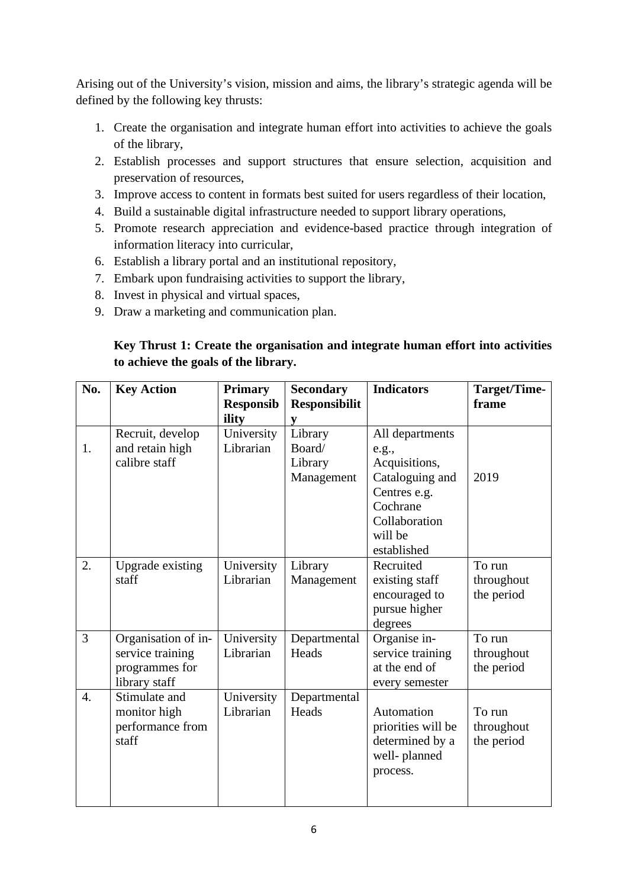Arising out of the University's vision, mission and aims, the library's strategic agenda will be defined by the following key thrusts:

1. Create the organisation and integrate human effort into activities to achieve the goals of the library,
2. Establish processes and support structures that ensure selection, acquisition and preservation of resources,
3. Improve access to content in formats best suited for users regardless of their location,
4. Build a sustainable digital infrastructure needed to support library operations,
5. Promote research appreciation and evidence-based practice through integration of information literacy into curricular,
6. Establish a library portal and an institutional repository,
7. Embark upon fundraising activities to support the library,
8. Invest in physical and virtual spaces,
9. Draw a marketing and communication plan.

**Key Thrust 1: Create the organisation and integrate human effort into activities to achieve the goals of the library.**

| No. | Key Action | Primary Responsibility | Secondary Responsibility | Indicators | Target/Time-frame |
|---|---|---|---|---|---|
| 1. | Recruit, develop and retain high calibre staff | University Librarian | Library Board/ Library Management | All departments e.g., Acquisitions, Cataloguing and Centres e.g. Cochrane Collaboration will be established | 2019 |
| 2. | Upgrade existing staff | University Librarian | Library Management | Recruited existing staff encouraged to pursue higher degrees | To run throughout the period |
| 3 | Organisation of in-service training programmes for library staff | University Librarian | Departmental Heads | Organise in-service training at the end of every semester | To run throughout the period |
| 4. | Stimulate and monitor high performance from staff | University Librarian | Departmental Heads | Automation priorities will be determined by a well- planned process. | To run throughout the period |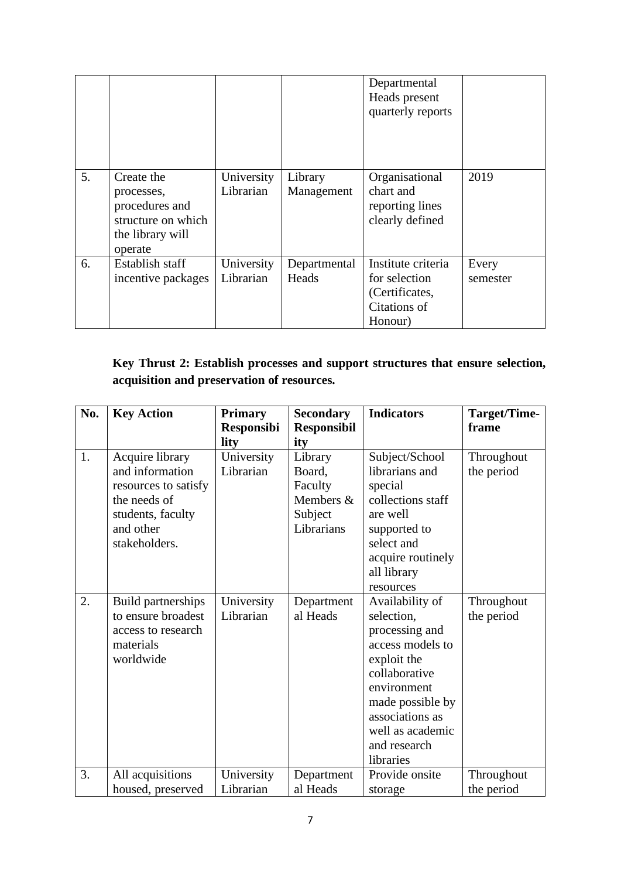| | | | | Departmental Heads present quarterly reports | |
|---|---|---|---|---|---|
| 5. | Create the processes, procedures and structure on which the library will operate | University Librarian | Library Management | Organisational chart and reporting lines clearly defined | 2019 |
| 6. | Establish staff incentive packages | University Librarian | Departmental Heads | Institute criteria for selection (Certificates, Citations of Honour) | Every semester |

**Key Thrust 2: Establish processes and support structures that ensure selection, acquisition and preservation of resources.**

| No. | Key Action | Primary Responsibility | Secondary Responsibility | Indicators | Target/Time-frame |
|---|---|---|---|---|---|
| 1. | Acquire library and information resources to satisfy the needs of students, faculty and other stakeholders. | University Librarian | Library Board, Faculty Members & Subject Librarians | Subject/School librarians and special collections staff are well supported to select and acquire routinely all library resources | Throughout the period |
| 2. | Build partnerships to ensure broadest access to research materials worldwide | University Librarian | Departmental Heads | Availability of selection, processing and access models to exploit the collaborative environment made possible by associations as well as academic and research libraries | Throughout the period |
| 3. | All acquisitions housed, preserved | University Librarian | Departmental Heads | Provide onsite storage | Throughout the period |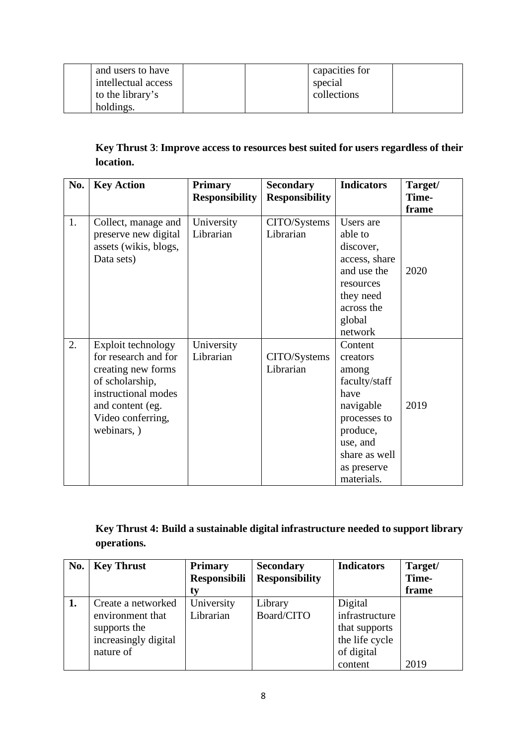| | and users to have intellectual access to the library's holdings. | | | capacities for special collections | |
|---|---|---|---|---|---|

**Key Thrust 3**: **Improve access to resources best suited for users regardless of their location.**

| No. | Key Action | Primary Responsibility | Secondary Responsibility | Indicators | Target/ Time-frame |
|---|---|---|---|---|---|
| 1. | Collect, manage and preserve new digital assets (wikis, blogs, Data sets) | University Librarian | CITO/Systems Librarian | Users are able to discover, access, share and use the resources they need across the global network | 2020 |
| 2. | Exploit technology for research and for creating new forms of scholarship, instructional modes and content (eg. Video conferring, webinars, ) | University Librarian | CITO/Systems Librarian | Content creators among faculty/staff have navigable processes to produce, use, and share as well as preserve materials. | 2019 |

**Key Thrust 4: Build a sustainable digital infrastructure needed to support library operations.**

| No. | Key Thrust | Primary Responsibility | Secondary Responsibility | Indicators | Target/ Time-frame |
|---|---|---|---|---|---|
| **1.** | Create a networked environment that supports the increasingly digital nature of | University Librarian | Library Board/CITO | Digital infrastructure that supports the life cycle of digital content | 2019 |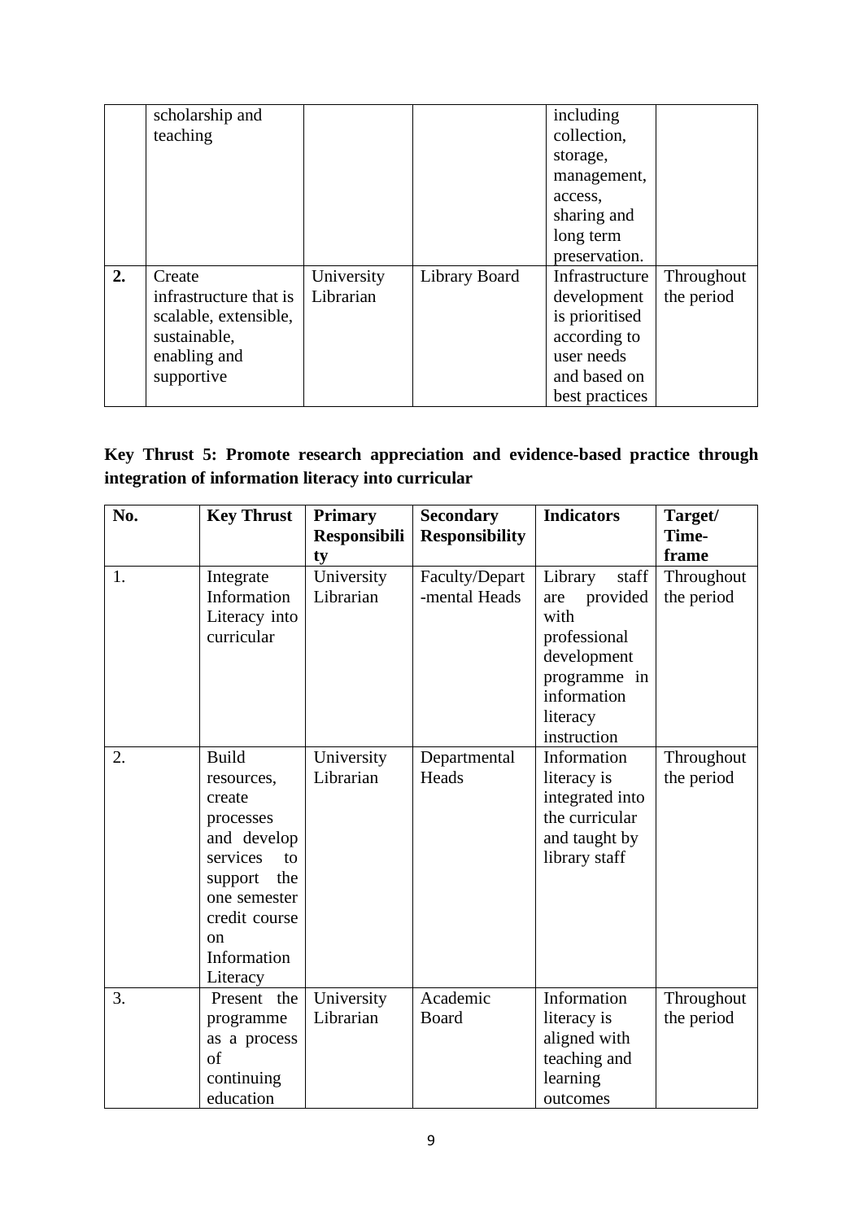|  | scholarship and teaching |  |  | including collection, storage, management, access, sharing and long term preservation. |  |
|---|---|---|---|---|---|
| **2.** | Create infrastructure that is scalable, extensible, sustainable, enabling and supportive | University Librarian | Library Board | Infrastructure development is prioritised according to user needs and based on best practices | Throughout the period |

**Key Thrust 5: Promote research appreciation and evidence-based practice through integration of information literacy into curricular**

| No. | Key Thrust | Primary Responsibility | Secondary Responsibility | Indicators | Target/ Time-frame |
|---|---|---|---|---|---|
| 1. | Integrate Information Literacy into curricular | University Librarian | Faculty/Departmental Heads | Library staff are provided with professional development programme in information literacy instruction | Throughout the period |
| 2. | Build resources, create processes and develop services to support the one semester credit course on Information Literacy | University Librarian | Departmental Heads | Information literacy is integrated into the curricular and taught by library staff | Throughout the period |
| 3. | Present the programme as a process of continuing education | University Librarian | Academic Board | Information literacy is aligned with teaching and learning outcomes | Throughout the period |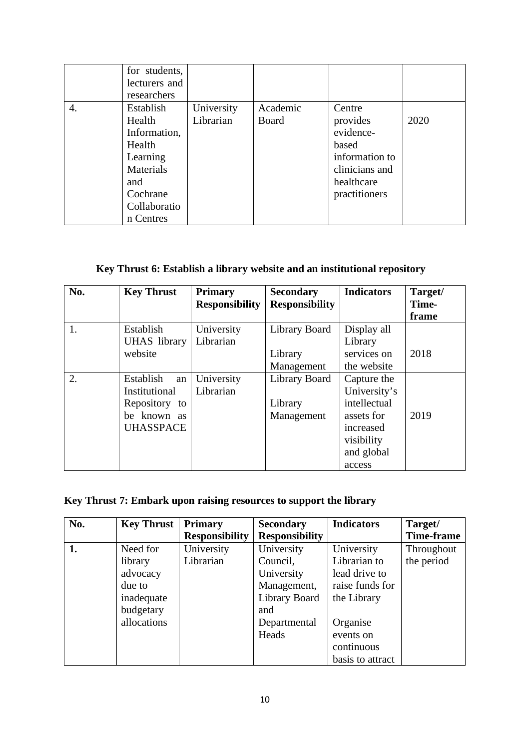| | for students, lecturers and researchers | | | | |
|---|---|---|---|---|---|
| 4. | Establish Health Information, Health Learning Materials and Cochrane Collaboration Centres | University Librarian | Academic Board | Centre provides evidence-based information to clinicians and healthcare practitioners | 2020 |

**Key Thrust 6: Establish a library website and an institutional repository**

| No. | Key Thrust | Primary Responsibility | Secondary Responsibility | Indicators | Target/ Time-frame |
|---|---|---|---|---|---|
| 1. | Establish UHAS library website | University Librarian | Library Board<br><br>Library Management | Display all Library services on the website | 2018 |
| 2. | Establish an Institutional Repository to be known as UHASSPACE | University Librarian | Library Board<br><br>Library Management | Capture the University's intellectual assets for increased visibility and global access | 2019 |

**Key Thrust 7: Embark upon raising resources to support the library**

| No. | Key Thrust | Primary Responsibility | Secondary Responsibility | Indicators | Target/ Time-frame |
|---|---|---|---|---|---|
| **1.** | Need for library advocacy due to inadequate budgetary allocations | University Librarian | University Council, University Management, Library Board and Departmental Heads | University Librarian to lead drive to raise funds for the Library<br><br>Organise events on continuous basis to attract | Throughout the period |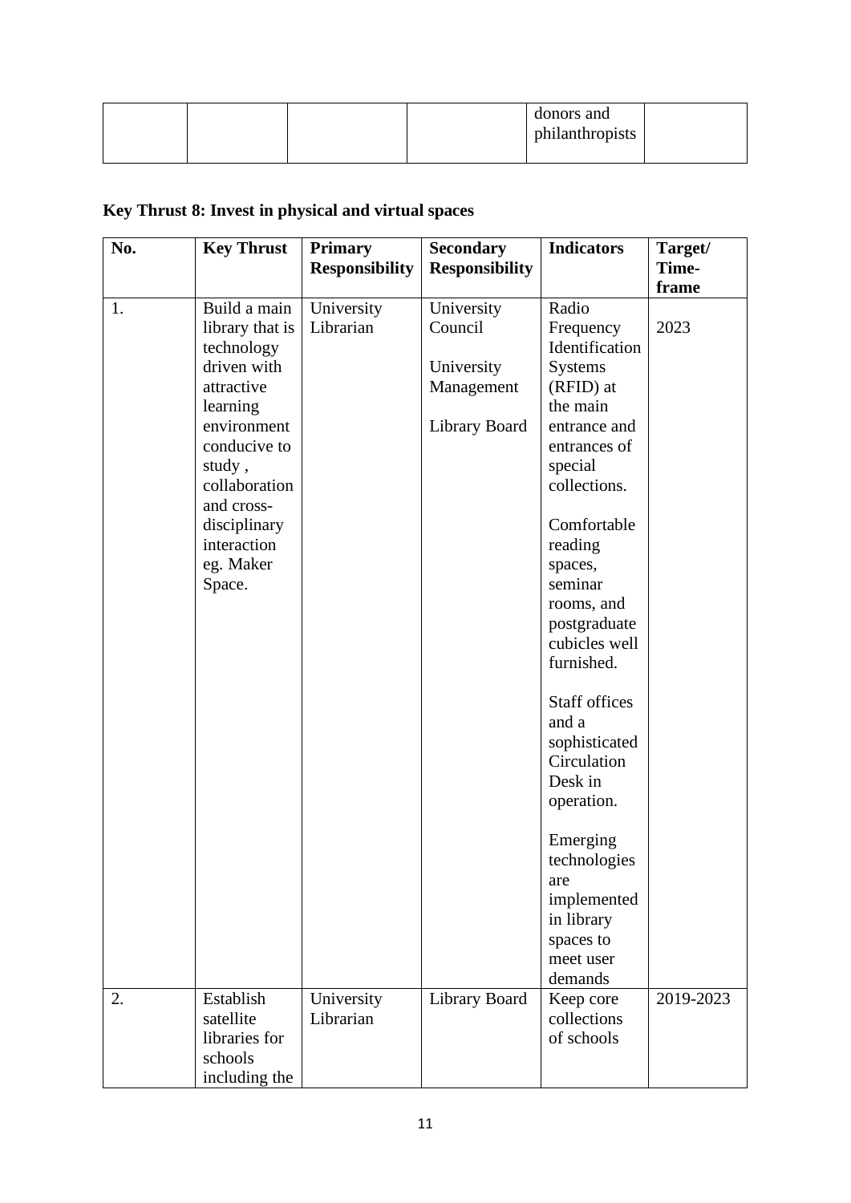| | | | | donors and philanthropists | |
|---|---|---|---|---|---|

**Key Thrust 8: Invest in physical and virtual spaces**

| No. | Key Thrust | Primary Responsibility | Secondary Responsibility | Indicators | Target/ Time-frame |
|---|---|---|---|---|---|
| 1. | Build a main library that is technology driven with attractive learning environment conducive to study , collaboration and cross-disciplinary interaction eg. Maker Space. | University Librarian | University Council<br><br>University Management<br><br>Library Board | Radio Frequency Identification Systems (RFID) at the main entrance and entrances of special collections.<br><br>Comfortable reading spaces, seminar rooms, and postgraduate cubicles well furnished.<br><br>Staff offices and a sophisticated Circulation Desk in operation.<br><br>Emerging technologies are implemented in library spaces to meet user demands | 2023 |
| 2. | Establish satellite libraries for schools including the | University Librarian | Library Board | Keep core collections of schools | 2019-2023 |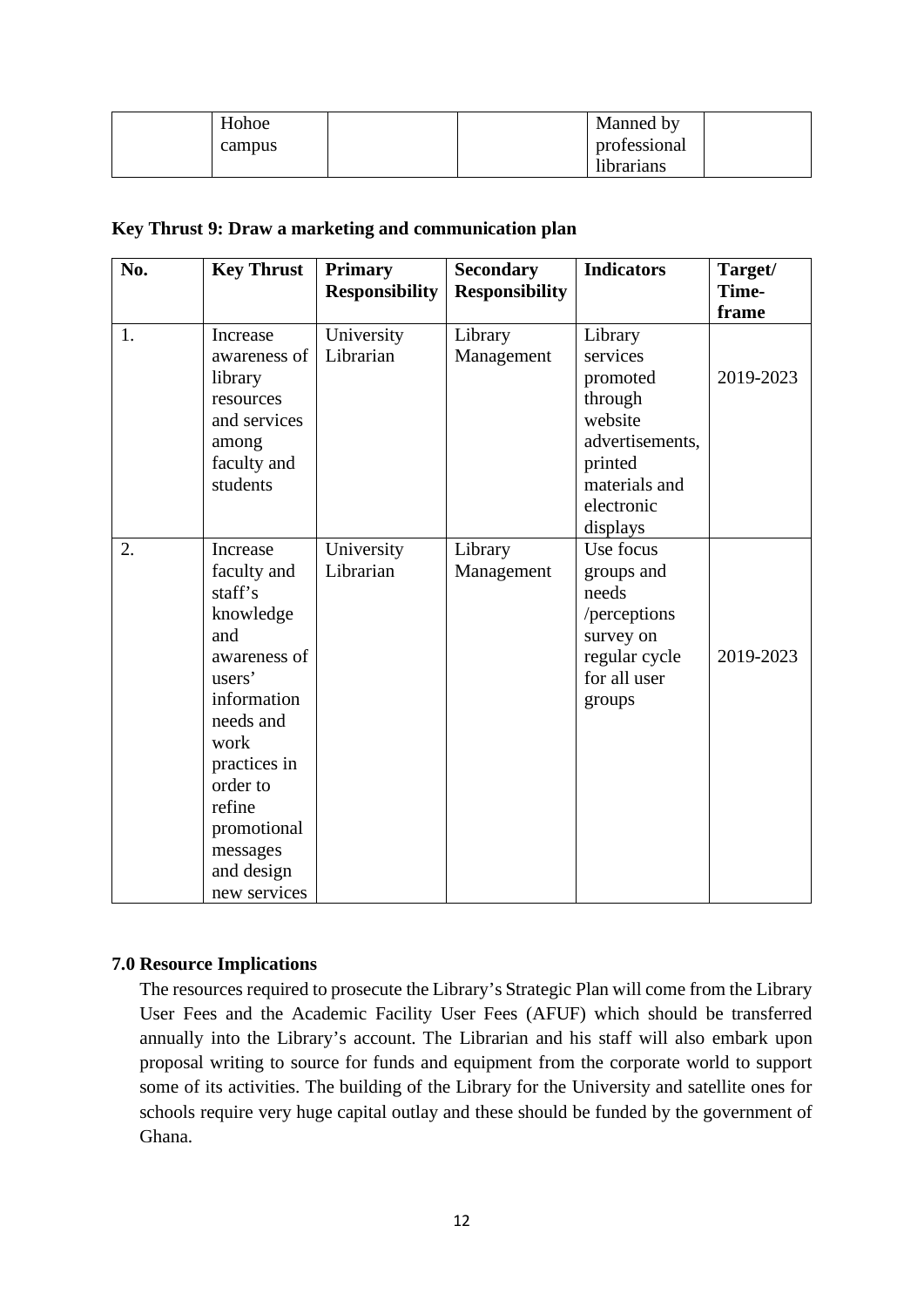| | Hohoe campus | | | Manned by professional librarians | |
|---|---|---|---|---|---|

**Key Thrust 9: Draw a marketing and communication plan**

| No. | Key Thrust | Primary Responsibility | Secondary Responsibility | Indicators | Target/ Time-frame |
|---|---|---|---|---|---|
| 1. | Increase awareness of library resources and services among faculty and students | University Librarian | Library Management | Library services promoted through website advertisements, printed materials and electronic displays | 2019-2023 |
| 2. | Increase faculty and staff's knowledge and awareness of users' information needs and work practices in order to refine promotional messages and design new services | University Librarian | Library Management | Use focus groups and needs /perceptions survey on regular cycle for all user groups | 2019-2023 |

## 7.0 Resource Implications

The resources required to prosecute the Library's Strategic Plan will come from the Library User Fees and the Academic Facility User Fees (AFUF) which should be transferred annually into the Library's account. The Librarian and his staff will also embark upon proposal writing to source for funds and equipment from the corporate world to support some of its activities. The building of the Library for the University and satellite ones for schools require very huge capital outlay and these should be funded by the government of Ghana.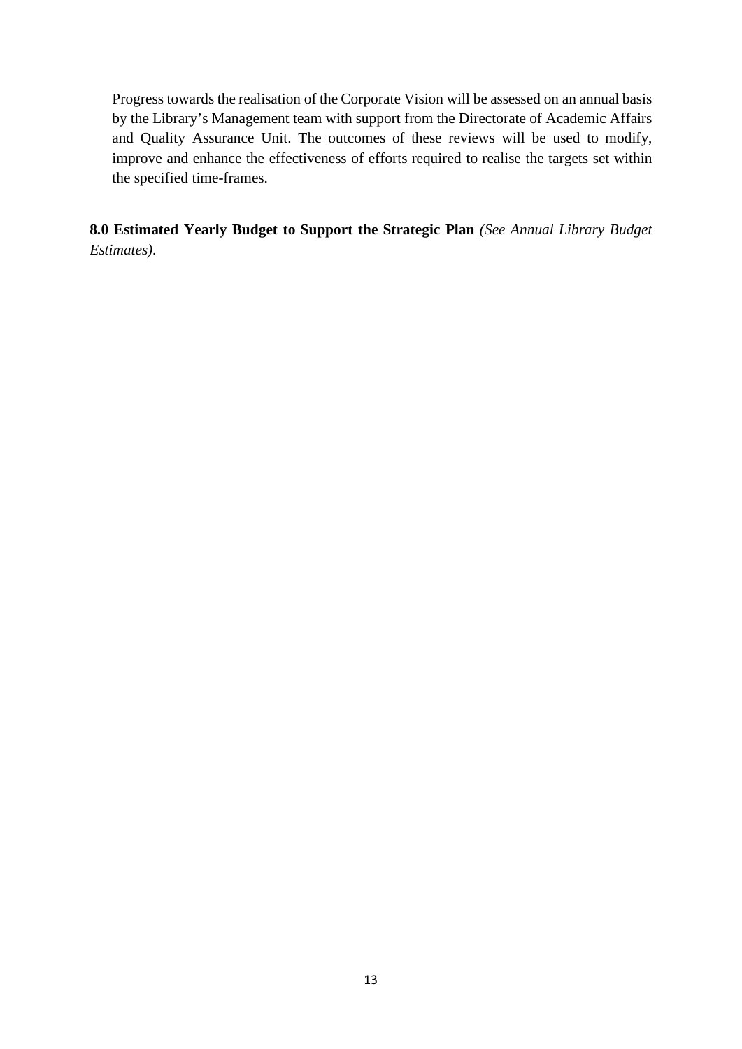Progress towards the realisation of the Corporate Vision will be assessed on an annual basis by the Library's Management team with support from the Directorate of Academic Affairs and Quality Assurance Unit. The outcomes of these reviews will be used to modify, improve and enhance the effectiveness of efforts required to realise the targets set within the specified time-frames.

**8.0 Estimated Yearly Budget to Support the Strategic Plan** *(See Annual Library Budget Estimates)*.